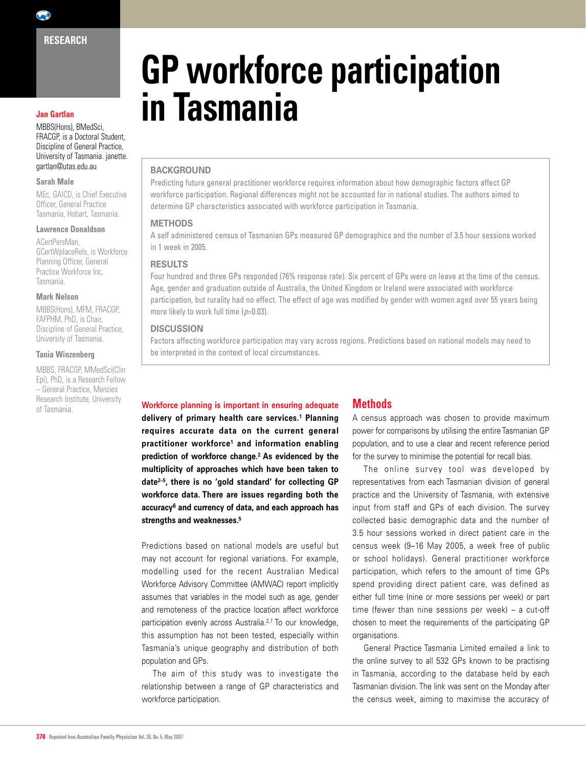RESEARCH

# GP workforce participation in Tasmania

**Jan Gartlan**

MBBS(Hons), BMedSci, FRACGP, is a Doctoral Student, Discipline of General Practice, University of Tasmania. janette.gartlan@utas.edu.au

**Sarah Male**

MEc, GAICD, is Chief Executive Officer, General Practice Tasmania, Hobart, Tasmania.

**Lawrence Donaldson**

ACertPersMan, GCertWplaceRels, is Workforce Planning Officer, General Practice Workforce Inc, Tasmania.

**Mark Nelson**

MBBS(Hons), MFM, FRACGP, FAFPHM, PhD, is Chair, Discipline of General Practice, University of Tasmania.

**Tania Winzenberg**

MBBS, FRACGP, MMedSci(Clin Epi), PhD, is a Research Fellow – General Practice, Menzies Research Institute, University of Tasmania.

### BACKGROUND

Predicting future general practitioner workforce requires information about how demographic factors affect GP workforce participation. Regional differences might not be accounted for in national studies. The authors aimed to determine GP characteristics associated with workforce participation in Tasmania.

### METHODS

A self administered census of Tasmanian GPs measured GP demographics and the number of 3.5 hour sessions worked in 1 week in 2005.

### RESULTS

Four hundred and three GPs responded (76% response rate). Six percent of GPs were on leave at the time of the census. Age, gender and graduation outside of Australia, the United Kingdom or Ireland were associated with workforce participation, but rurality had no effect. The effect of age was modified by gender with women aged over 55 years being more likely to work full time ($p=0.03$).

### DISCUSSION

Factors affecting workforce participation may vary across regions. Predictions based on national models may need to be interpreted in the context of local circumstances.

**Workforce planning is important in ensuring adequate delivery of primary health care services.[1] Planning requires accurate data on the current general practitioner workforce[1] and information enabling prediction of workforce change.[2] As evidenced by the multiplicity of approaches which have been taken to date[2–5], there is no 'gold standard' for collecting GP workforce data. There are issues regarding both the accuracy[6] and currency of data, and each approach has strengths and weaknesses.[5]**

Predictions based on national models are useful but may not account for regional variations. For example, modelling used for the recent Australian Medical Workforce Advisory Committee (AMWAC) report implicitly assumes that variables in the model such as age, gender and remoteness of the practice location affect workforce participation evenly across Australia.[2,7] To our knowledge, this assumption has not been tested, especially within Tasmania's unique geography and distribution of both population and GPs.

The aim of this study was to investigate the relationship between a range of GP characteristics and workforce participation.

## Methods

A census approach was chosen to provide maximum power for comparisons by utilising the entire Tasmanian GP population, and to use a clear and recent reference period for the survey to minimise the potential for recall bias.

The online survey tool was developed by representatives from each Tasmanian division of general practice and the University of Tasmania, with extensive input from staff and GPs of each division. The survey collected basic demographic data and the number of 3.5 hour sessions worked in direct patient care in the census week (9–16 May 2005, a week free of public or school holidays). General practitioner workforce participation, which refers to the amount of time GPs spend providing direct patient care, was defined as either full time (nine or more sessions per week) or part time (fewer than nine sessions per week) – a cut-off chosen to meet the requirements of the participating GP organisations.

General Practice Tasmania Limited emailed a link to the online survey to all 532 GPs known to be practising in Tasmania, according to the database held by each Tasmanian division. The link was sent on the Monday after the census week, aiming to maximise the accuracy of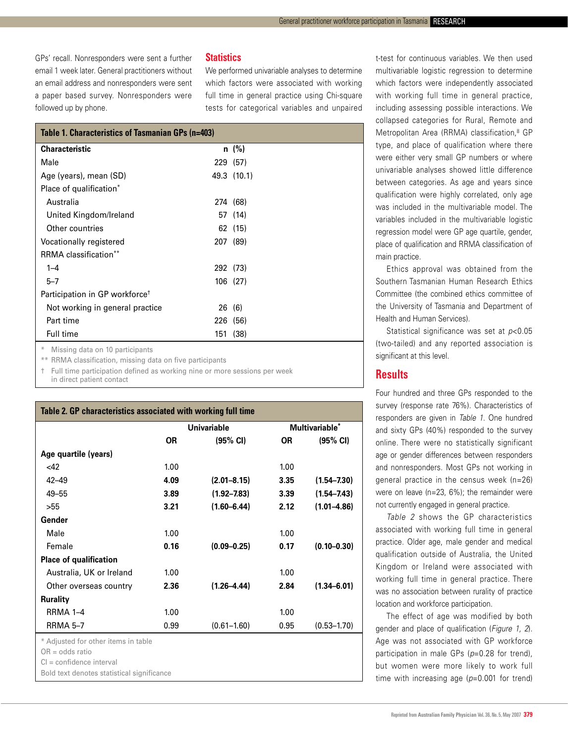GPs' recall. Nonresponders were sent a further email 1 week later. General practitioners without an email address and nonresponders were sent a paper based survey. Nonresponders were followed up by phone.

## Statistics

We performed univariable analyses to determine which factors were associated with working full time in general practice using Chi-square tests for categorical variables and unpaired t-test for continuous variables. We then used multivariable logistic regression to determine which factors were independently associated with working full time in general practice, including assessing possible interactions. We collapsed categories for Rural, Remote and Metropolitan Area (RRMA) classification,[8] GP type, and place of qualification where there were either very small GP numbers or where univariable analyses showed little difference between categories. As age and years since qualification were highly correlated, only age was included in the multivariable model. The variables included in the multivariable logistic regression model were GP age quartile, gender, place of qualification and RRMA classification of main practice.

Ethics approval was obtained from the Southern Tasmanian Human Research Ethics Committee (the combined ethics committee of the University of Tasmania and Department of Health and Human Services).

Statistical significance was set at $p<0.05$ (two-tailed) and any reported association is significant at this level.

**Table 1. Characteristics of Tasmanian GPs (n=403)**

| Characteristic | n (%) |
|---|---|
| Male | 229 (57) |
| Age (years), mean (SD) | 49.3 (10.1) |
| Place of qualification* | |
| Australia | 274 (68) |
| United Kingdom/Ireland | 57 (14) |
| Other countries | 62 (15) |
| Vocationally registered | 207 (89) |
| RRMA classification** | |
| 1–4 | 292 (73) |
| 5–7 | 106 (27) |
| Participation in GP workforce† | |
| Not working in general practice | 26 (6) |
| Part time | 226 (56) |
| Full time | 151 (38) |

\* Missing data on 10 participants
** RRMA classification, missing data on five participants
† Full time participation defined as working nine or more sessions per week in direct patient contact

**Table 2. GP characteristics associated with working full time**

| | Univariable | | Multivariable* | |
|---|---|---|---|---|
| | OR | (95% CI) | OR | (95% CI) |
| **Age quartile (years)** | | | | |
| <42 | 1.00 | | 1.00 | |
| 42–49 | **4.09** | **(2.01–8.15)** | **3.35** | **(1.54–7.30)** |
| 49–55 | **3.89** | **(1.92–7.83)** | **3.39** | **(1.54–7.43)** |
| >55 | **3.21** | **(1.60–6.44)** | **2.12** | **(1.01–4.86)** |
| **Gender** | | | | |
| Male | 1.00 | | 1.00 | |
| Female | **0.16** | **(0.09–0.25)** | **0.17** | **(0.10–0.30)** |
| **Place of qualification** | | | | |
| Australia, UK or Ireland | 1.00 | | 1.00 | |
| Other overseas country | **2.36** | **(1.26–4.44)** | **2.84** | **(1.34–6.01)** |
| **Rurality** | | | | |
| RRMA 1–4 | 1.00 | | 1.00 | |
| RRMA 5–7 | 0.99 | (0.61–1.60) | 0.95 | (0.53–1.70) |

\* Adjusted for other items in table
OR = odds ratio
CI = confidence interval
Bold text denotes statistical significance

## Results

Four hundred and three GPs responded to the survey (response rate 76%). Characteristics of responders are given in *Table 1*. One hundred and sixty GPs (40%) responded to the survey online. There were no statistically significant age or gender differences between responders and nonresponders. Most GPs not working in general practice in the census week (n=26) were on leave (n=23, 6%); the remainder were not currently engaged in general practice.

*Table 2* shows the GP characteristics associated with working full time in general practice. Older age, male gender and medical qualification outside of Australia, the United Kingdom or Ireland were associated with working full time in general practice. There was no association between rurality of practice location and workforce participation.

The effect of age was modified by both gender and place of qualification (*Figure 1, 2*). Age was not associated with GP workforce participation in male GPs ($p=0.28$ for trend), but women were more likely to work full time with increasing age ($p=0.001$ for trend)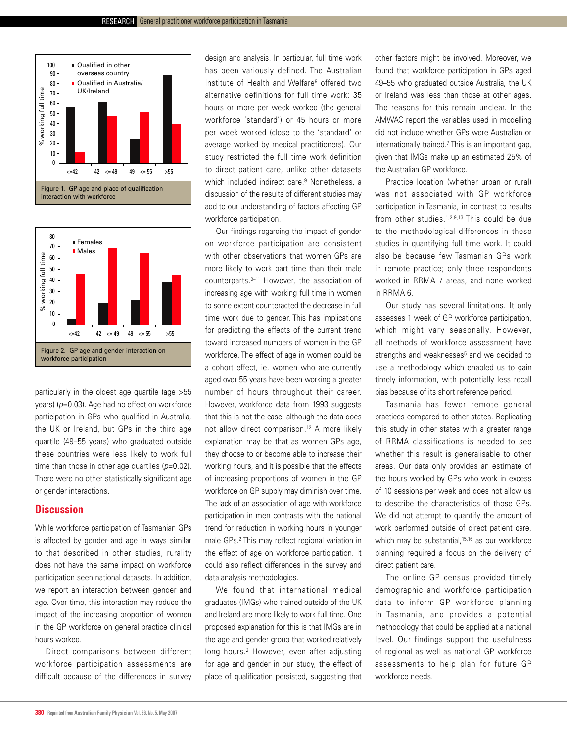Figure 1. GP age and place of qualification interaction with workforce

Figure 2. GP age and gender interaction on workforce participation

particularly in the oldest age quartile (age >55 years) ($p$=0.03). Age had no effect on workforce participation in GPs who qualified in Australia, the UK or Ireland, but GPs in the third age quartile (49–55 years) who graduated outside these countries were less likely to work full time than those in other age quartiles ($p$=0.02). There were no other statistically significant age or gender interactions.

## Discussion

While workforce participation of Tasmanian GPs is affected by gender and age in ways similar to that described in other studies, rurality does not have the same impact on workforce participation seen national datasets. In addition, we report an interaction between gender and age. Over time, this interaction may reduce the impact of the increasing proportion of women in the GP workforce on general practice clinical hours worked.

Direct comparisons between different workforce participation assessments are difficult because of the differences in survey design and analysis. In particular, full time work has been variously defined. The Australian Institute of Health and Welfare[9] offered two alternative definitions for full time work: 35 hours or more per week worked (the general workforce 'standard') or 45 hours or more per week worked (close to the 'standard' or average worked by medical practitioners). Our study restricted the full time work definition to direct patient care, unlike other datasets which included indirect care.[9] Nonetheless, a discussion of the results of different studies may add to our understanding of factors affecting GP workforce participation.

Our findings regarding the impact of gender on workforce participation are consistent with other observations that women GPs are more likely to work part time than their male counterparts.[9–11] However, the association of increasing age with working full time in women to some extent counteracted the decrease in full time work due to gender. This has implications for predicting the effects of the current trend toward increased numbers of women in the GP workforce. The effect of age in women could be a cohort effect, ie. women who are currently aged over 55 years have been working a greater number of hours throughout their career. However, workforce data from 1993 suggests that this is not the case, although the data does not allow direct comparison.[12] A more likely explanation may be that as women GPs age, they choose to or become able to increase their working hours, and it is possible that the effects of increasing proportions of women in the GP workforce on GP supply may diminish over time. The lack of an association of age with workforce participation in men contrasts with the national trend for reduction in working hours in younger male GPs.[2] This may reflect regional variation in the effect of age on workforce participation. It could also reflect differences in the survey and data analysis methodologies.

We found that international medical graduates (IMGs) who trained outside of the UK and Ireland are more likely to work full time. One proposed explanation for this is that IMGs are in the age and gender group that worked relatively long hours.[2] However, even after adjusting for age and gender in our study, the effect of place of qualification persisted, suggesting that other factors might be involved. Moreover, we found that workforce participation in GPs aged 49–55 who graduated outside Australia, the UK or Ireland was less than those at other ages. The reasons for this remain unclear. In the AMWAC report the variables used in modelling did not include whether GPs were Australian or internationally trained.[7] This is an important gap, given that IMGs make up an estimated 25% of the Australian GP workforce.

Practice location (whether urban or rural) was not associated with GP workforce participation in Tasmania, in contrast to results from other studies.[1,2,9,13] This could be due to the methodological differences in these studies in quantifying full time work. It could also be because few Tasmanian GPs work in remote practice; only three respondents worked in RRMA 7 areas, and none worked in RRMA 6.

Our study has several limitations. It only assesses 1 week of GP workforce participation, which might vary seasonally. However, all methods of workforce assessment have strengths and weaknesses[5] and we decided to use a methodology which enabled us to gain timely information, with potentially less recall bias because of its short reference period.

Tasmania has fewer remote general practices compared to other states. Replicating this study in other states with a greater range of RRMA classifications is needed to see whether this result is generalisable to other areas. Our data only provides an estimate of the hours worked by GPs who work in excess of 10 sessions per week and does not allow us to describe the characteristics of those GPs. We did not attempt to quantify the amount of work performed outside of direct patient care, which may be substantial,[15,16] as our workforce planning required a focus on the delivery of direct patient care.

The online GP census provided timely demographic and workforce participation data to inform GP workforce planning in Tasmania, and provides a potential methodology that could be applied at a national level. Our findings support the usefulness of regional as well as national GP workforce assessments to help plan for future GP workforce needs.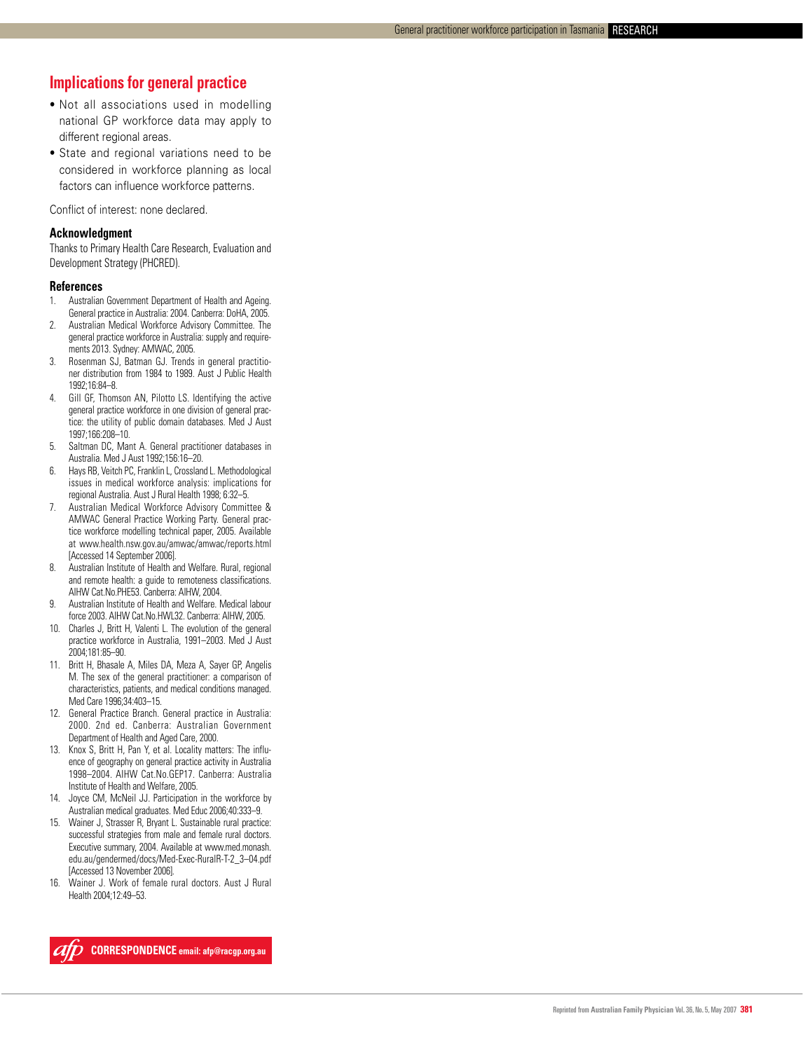## Implications for general practice

- Not all associations used in modelling national GP workforce data may apply to different regional areas.
- State and regional variations need to be considered in workforce planning as local factors can influence workforce patterns.

Conflict of interest: none declared.

### Acknowledgment

Thanks to Primary Health Care Research, Evaluation and Development Strategy (PHCRED).

### References

1. Australian Government Department of Health and Ageing. General practice in Australia: 2004. Canberra: DoHA, 2005.
2. Australian Medical Workforce Advisory Committee. The general practice workforce in Australia: supply and requirements 2013. Sydney: AMWAC, 2005.
3. Rosenman SJ, Batman GJ. Trends in general practitioner distribution from 1984 to 1989. Aust J Public Health 1992;16:84–8.
4. Gill GF, Thomson AN, Pilotto LS. Identifying the active general practice workforce in one division of general practice: the utility of public domain databases. Med J Aust 1997;166:208–10.
5. Saltman DC, Mant A. General practitioner databases in Australia. Med J Aust 1992;156:16–20.
6. Hays RB, Veitch PC, Franklin L, Crossland L. Methodological issues in medical workforce analysis: implications for regional Australia. Aust J Rural Health 1998; 6:32–5.
7. Australian Medical Workforce Advisory Committee & AMWAC General Practice Working Party. General practice workforce modelling technical paper, 2005. Available at www.health.nsw.gov.au/amwac/amwac/reports.html [Accessed 14 September 2006].
8. Australian Institute of Health and Welfare. Rural, regional and remote health: a guide to remoteness classifications. AIHW Cat.No.PHE53. Canberra: AIHW, 2004.
9. Australian Institute of Health and Welfare. Medical labour force 2003. AIHW Cat.No.HWL32. Canberra: AIHW, 2005.
10. Charles J, Britt H, Valenti L. The evolution of the general practice workforce in Australia, 1991–2003. Med J Aust 2004;181:85–90.
11. Britt H, Bhasale A, Miles DA, Meza A, Sayer GP, Angelis M. The sex of the general practitioner: a comparison of characteristics, patients, and medical conditions managed. Med Care 1996;34:403–15.
12. General Practice Branch. General practice in Australia: 2000. 2nd ed. Canberra: Australian Government Department of Health and Aged Care, 2000.
13. Knox S, Britt H, Pan Y, et al. Locality matters: The influence of geography on general practice activity in Australia 1998–2004. AIHW Cat.No.GEP17. Canberra: Australia Institute of Health and Welfare, 2005.
14. Joyce CM, McNeil JJ. Participation in the workforce by Australian medical graduates. Med Educ 2006;40:333–9.
15. Wainer J, Strasser R, Bryant L. Sustainable rural practice: successful strategies from male and female rural doctors. Executive summary, 2004. Available at www.med.monash.edu.au/gendermed/docs/Med-Exec-RuralR-T-2_3–04.pdf [Accessed 13 November 2006].
16. Wainer J. Work of female rural doctors. Aust J Rural Health 2004;12:49–53.

afp **CORRESPONDENCE** email: afp@racgp.org.au